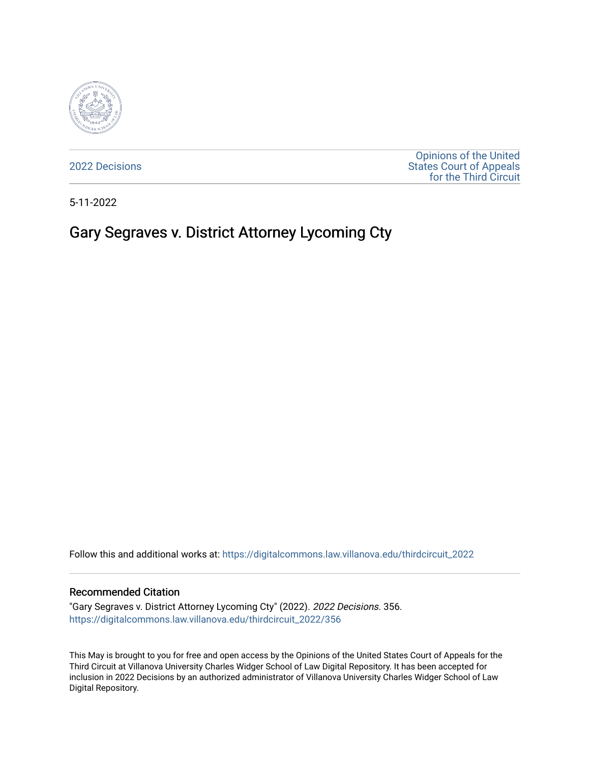2022 Decisions

Opinions of the United States Court of Appeals for the Third Circuit

5-11-2022

# Gary Segraves v. District Attorney Lycoming Cty

Follow this and additional works at: https://digitalcommons.law.villanova.edu/thirdcircuit_2022

## Recommended Citation

"Gary Segraves v. District Attorney Lycoming Cty" (2022). *2022 Decisions*. 356.
https://digitalcommons.law.villanova.edu/thirdcircuit_2022/356

This May is brought to you for free and open access by the Opinions of the United States Court of Appeals for the Third Circuit at Villanova University Charles Widger School of Law Digital Repository. It has been accepted for inclusion in 2022 Decisions by an authorized administrator of Villanova University Charles Widger School of Law Digital Repository.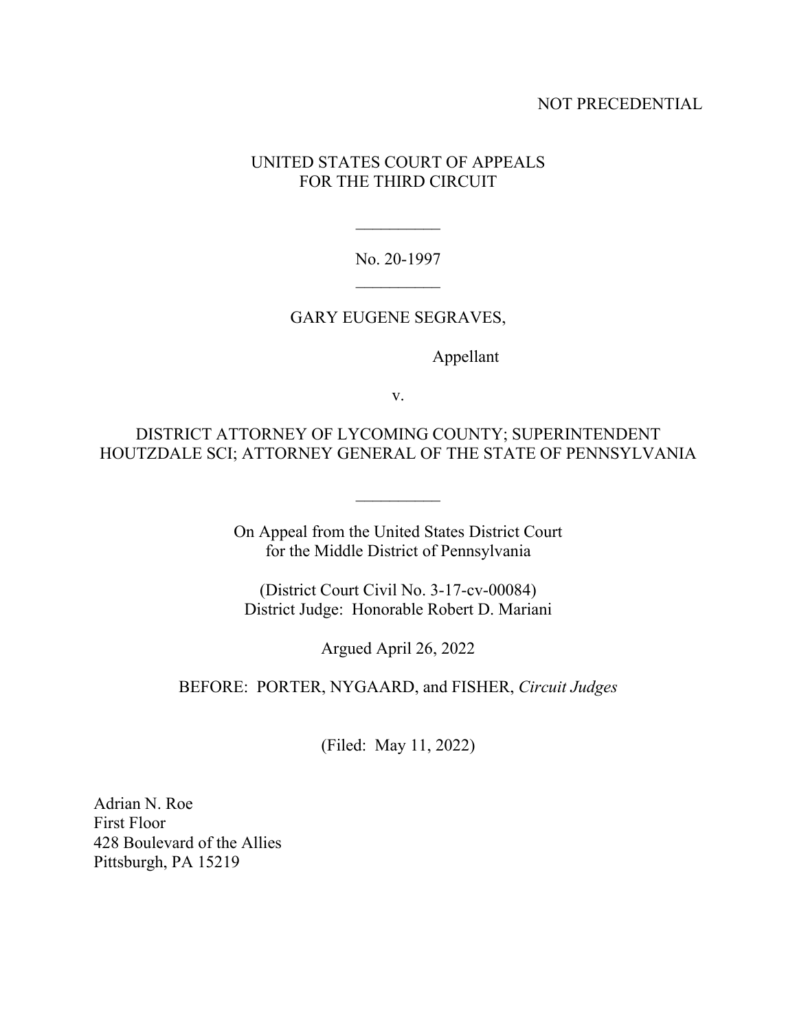NOT PRECEDENTIAL

UNITED STATES COURT OF APPEALS
FOR THE THIRD CIRCUIT

---

No. 20-1997

---

GARY EUGENE SEGRAVES,

Appellant

v.

DISTRICT ATTORNEY OF LYCOMING COUNTY; SUPERINTENDENT HOUTZDALE SCI; ATTORNEY GENERAL OF THE STATE OF PENNSYLVANIA

---

On Appeal from the United States District Court
for the Middle District of Pennsylvania

(District Court Civil No. 3-17-cv-00084)
District Judge: Honorable Robert D. Mariani

Argued April 26, 2022

BEFORE: PORTER, NYGAARD, and FISHER, *Circuit Judges*

(Filed: May 11, 2022)

Adrian N. Roe
First Floor
428 Boulevard of the Allies
Pittsburgh, PA 15219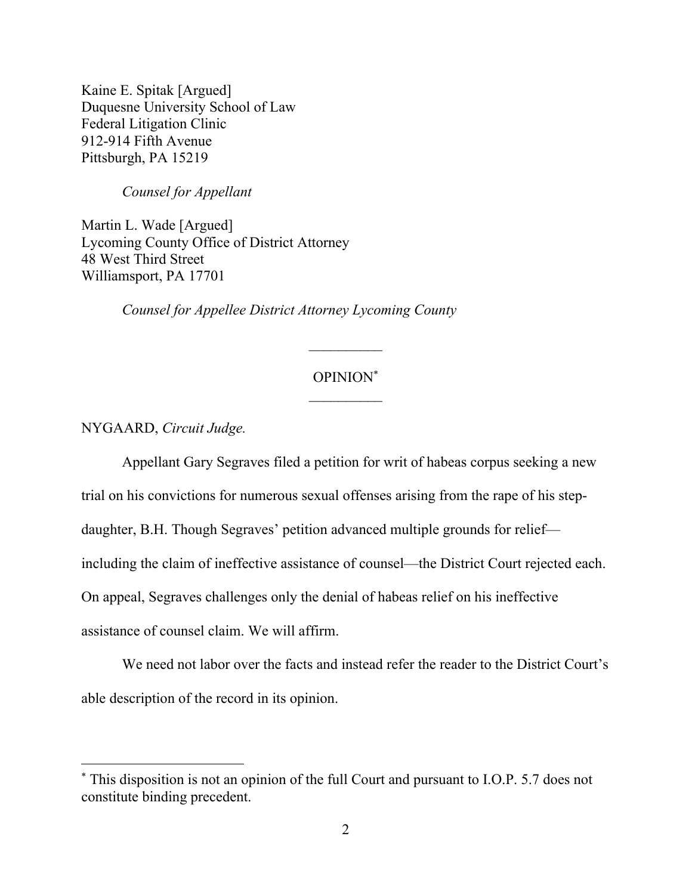Kaine E. Spitak [Argued]
Duquesne University School of Law
Federal Litigation Clinic
912-914 Fifth Avenue
Pittsburgh, PA 15219

*Counsel for Appellant*

Martin L. Wade [Argued]
Lycoming County Office of District Attorney
48 West Third Street
Williamsport, PA 17701

*Counsel for Appellee District Attorney Lycoming County*

---

OPINION[*]

---

NYGAARD, *Circuit Judge.*

Appellant Gary Segraves filed a petition for writ of habeas corpus seeking a new trial on his convictions for numerous sexual offenses arising from the rape of his step-daughter, B.H. Though Segraves' petition advanced multiple grounds for relief—including the claim of ineffective assistance of counsel—the District Court rejected each. On appeal, Segraves challenges only the denial of habeas relief on his ineffective assistance of counsel claim. We will affirm.

We need not labor over the facts and instead refer the reader to the District Court's able description of the record in its opinion.

---

[*] This disposition is not an opinion of the full Court and pursuant to I.O.P. 5.7 does not constitute binding precedent.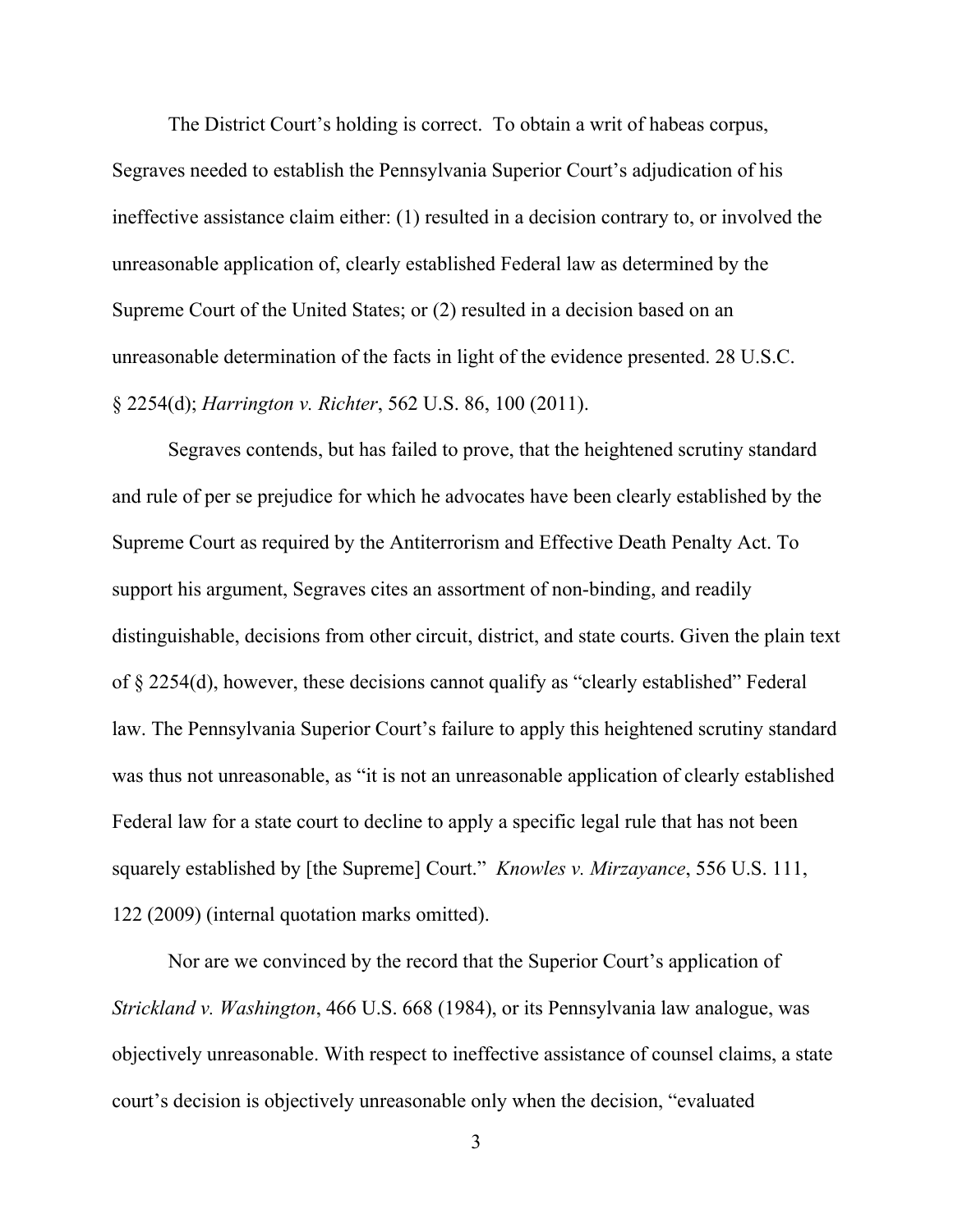The District Court's holding is correct. To obtain a writ of habeas corpus, Segraves needed to establish the Pennsylvania Superior Court's adjudication of his ineffective assistance claim either: (1) resulted in a decision contrary to, or involved the unreasonable application of, clearly established Federal law as determined by the Supreme Court of the United States; or (2) resulted in a decision based on an unreasonable determination of the facts in light of the evidence presented. 28 U.S.C. § 2254(d); *Harrington v. Richter*, 562 U.S. 86, 100 (2011).

Segraves contends, but has failed to prove, that the heightened scrutiny standard and rule of per se prejudice for which he advocates have been clearly established by the Supreme Court as required by the Antiterrorism and Effective Death Penalty Act. To support his argument, Segraves cites an assortment of non-binding, and readily distinguishable, decisions from other circuit, district, and state courts. Given the plain text of § 2254(d), however, these decisions cannot qualify as "clearly established" Federal law. The Pennsylvania Superior Court's failure to apply this heightened scrutiny standard was thus not unreasonable, as "it is not an unreasonable application of clearly established Federal law for a state court to decline to apply a specific legal rule that has not been squarely established by [the Supreme] Court." *Knowles v. Mirzayance*, 556 U.S. 111, 122 (2009) (internal quotation marks omitted).

Nor are we convinced by the record that the Superior Court's application of *Strickland v. Washington*, 466 U.S. 668 (1984), or its Pennsylvania law analogue, was objectively unreasonable. With respect to ineffective assistance of counsel claims, a state court's decision is objectively unreasonable only when the decision, "evaluated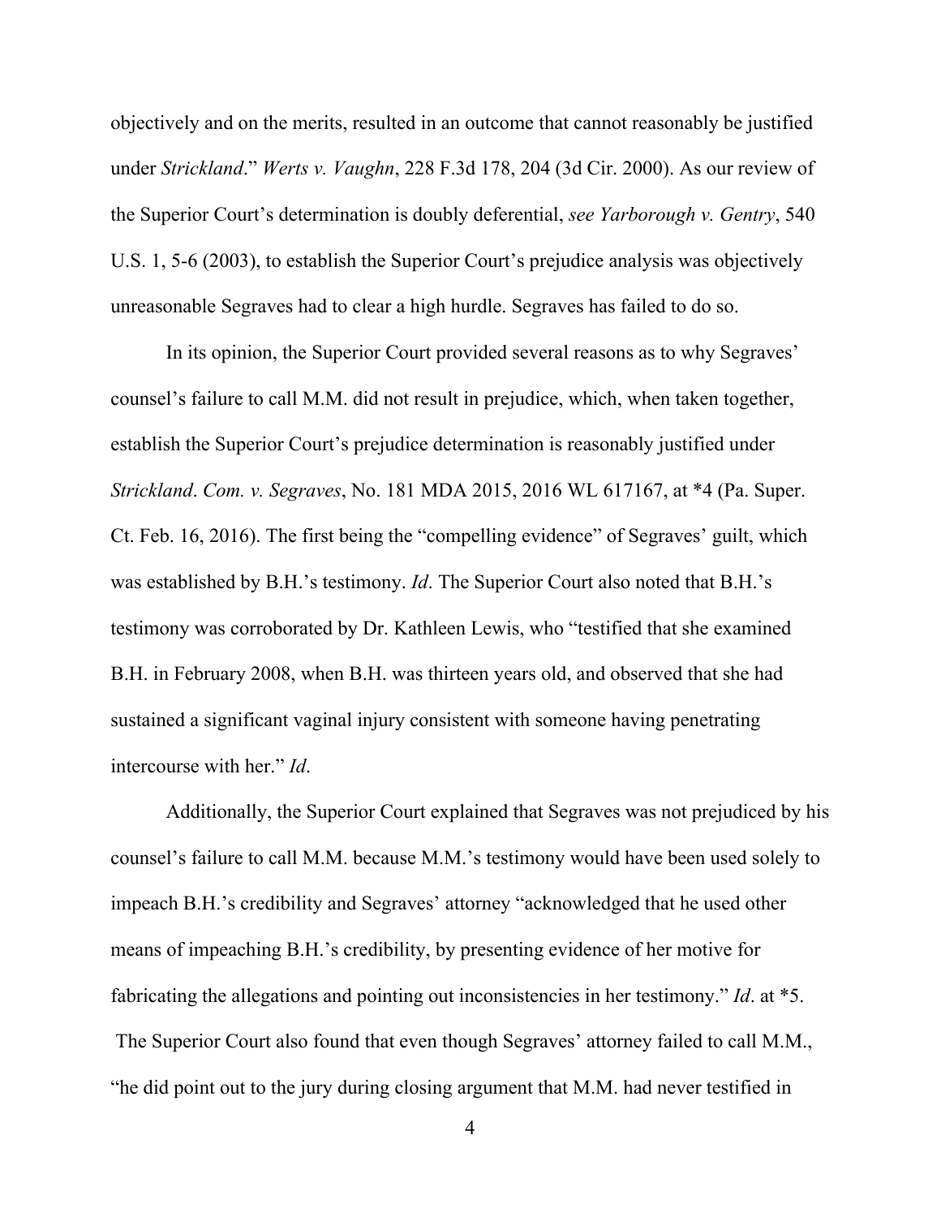objectively and on the merits, resulted in an outcome that cannot reasonably be justified under *Strickland*." *Werts v. Vaughn*, 228 F.3d 178, 204 (3d Cir. 2000). As our review of the Superior Court's determination is doubly deferential, *see Yarborough v. Gentry*, 540 U.S. 1, 5-6 (2003), to establish the Superior Court's prejudice analysis was objectively unreasonable Segraves had to clear a high hurdle. Segraves has failed to do so.

In its opinion, the Superior Court provided several reasons as to why Segraves' counsel's failure to call M.M. did not result in prejudice, which, when taken together, establish the Superior Court's prejudice determination is reasonably justified under *Strickland*. *Com. v. Segraves*, No. 181 MDA 2015, 2016 WL 617167, at \*4 (Pa. Super. Ct. Feb. 16, 2016). The first being the "compelling evidence" of Segraves' guilt, which was established by B.H.'s testimony. *Id*. The Superior Court also noted that B.H.'s testimony was corroborated by Dr. Kathleen Lewis, who "testified that she examined B.H. in February 2008, when B.H. was thirteen years old, and observed that she had sustained a significant vaginal injury consistent with someone having penetrating intercourse with her." *Id*.

Additionally, the Superior Court explained that Segraves was not prejudiced by his counsel's failure to call M.M. because M.M.'s testimony would have been used solely to impeach B.H.'s credibility and Segraves' attorney "acknowledged that he used other means of impeaching B.H.'s credibility, by presenting evidence of her motive for fabricating the allegations and pointing out inconsistencies in her testimony." *Id*. at \*5. The Superior Court also found that even though Segraves' attorney failed to call M.M., "he did point out to the jury during closing argument that M.M. had never testified in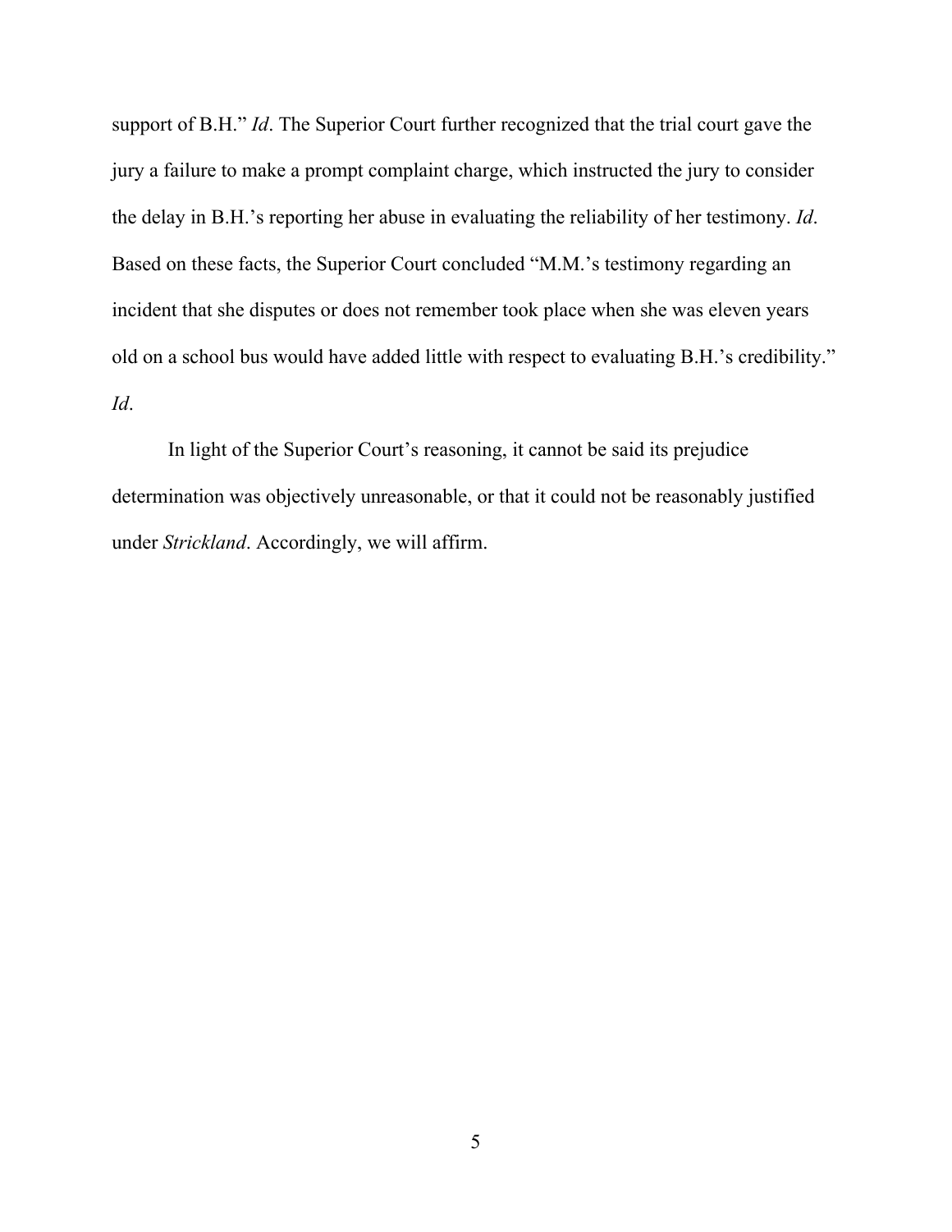support of B.H." *Id*. The Superior Court further recognized that the trial court gave the jury a failure to make a prompt complaint charge, which instructed the jury to consider the delay in B.H.'s reporting her abuse in evaluating the reliability of her testimony. *Id*. Based on these facts, the Superior Court concluded "M.M.'s testimony regarding an incident that she disputes or does not remember took place when she was eleven years old on a school bus would have added little with respect to evaluating B.H.'s credibility." *Id*.

In light of the Superior Court's reasoning, it cannot be said its prejudice determination was objectively unreasonable, or that it could not be reasonably justified under *Strickland*. Accordingly, we will affirm.